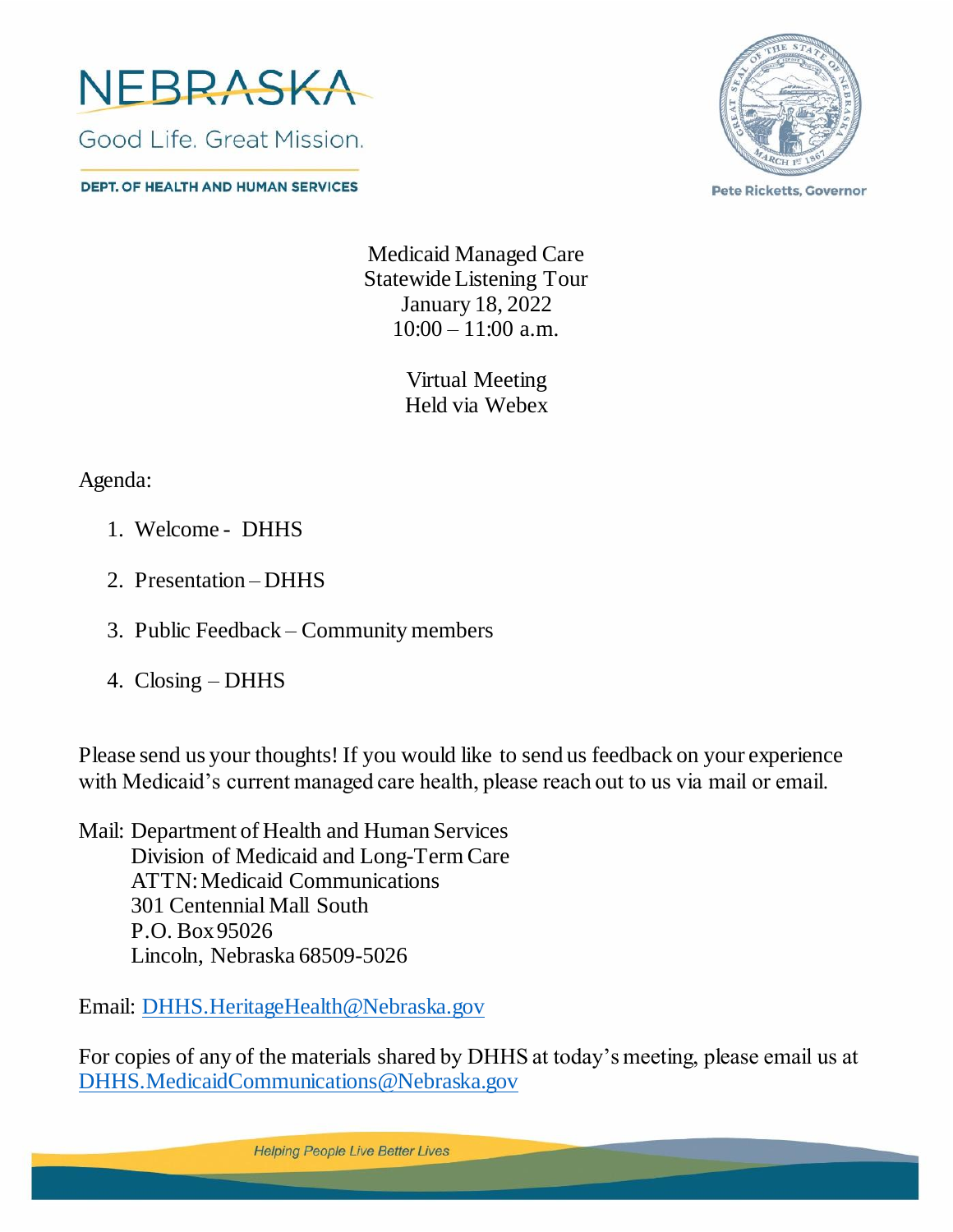NEBRASKA

Good Life. Great Mission.

DEPT. OF HEALTH AND HUMAN SERVICES

Pete Ricketts, Governor

Medicaid Managed Care
Statewide Listening Tour
January 18, 2022
10:00 – 11:00 a.m.

Virtual Meeting
Held via Webex

Agenda:

1. Welcome - DHHS
2. Presentation – DHHS
3. Public Feedback – Community members
4. Closing – DHHS

Please send us your thoughts! If you would like to send us feedback on your experience with Medicaid's current managed care health, please reach out to us via mail or email.

Mail: Department of Health and Human Services
Division of Medicaid and Long-Term Care
ATTN: Medicaid Communications
301 Centennial Mall South
P.O. Box 95026
Lincoln, Nebraska 68509-5026

Email: DHHS.HeritageHealth@Nebraska.gov

For copies of any of the materials shared by DHHS at today's meeting, please email us at DHHS.MedicaidCommunications@Nebraska.gov

Helping People Live Better Lives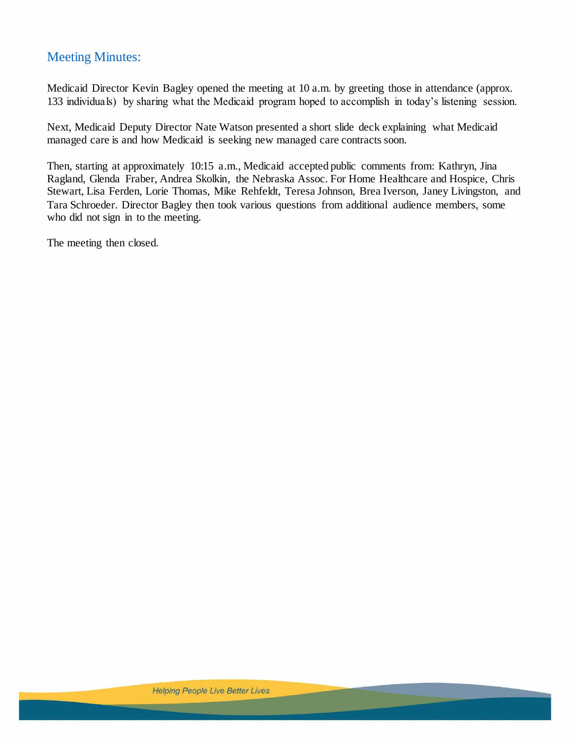## Meeting Minutes:

Medicaid Director Kevin Bagley opened the meeting at 10 a.m. by greeting those in attendance (approx. 133 individuals) by sharing what the Medicaid program hoped to accomplish in today's listening session.

Next, Medicaid Deputy Director Nate Watson presented a short slide deck explaining what Medicaid managed care is and how Medicaid is seeking new managed care contracts soon.

Then, starting at approximately 10:15 a.m., Medicaid accepted public comments from: Kathryn, Jina Ragland, Glenda Fraber, Andrea Skolkin, the Nebraska Assoc. For Home Healthcare and Hospice, Chris Stewart, Lisa Ferden, Lorie Thomas, Mike Rehfeldt, Teresa Johnson, Brea Iverson, Janey Livingston, and Tara Schroeder. Director Bagley then took various questions from additional audience members, some who did not sign in to the meeting.

The meeting then closed.